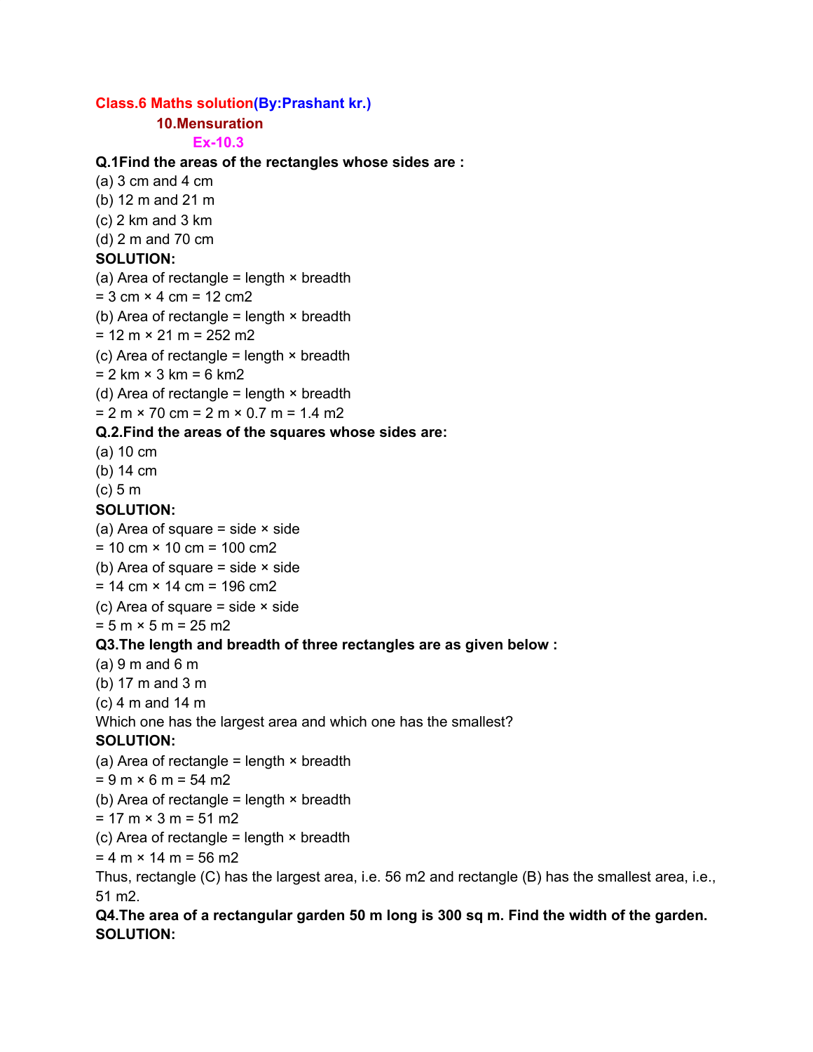# Class.6 Maths solution(By:Prashant kr.)

## 10.Mensuration

### Ex-10.3

**Q.1Find the areas of the rectangles whose sides are :**

(a) 3 cm and 4 cm
(b) 12 m and 21 m
(c) 2 km and 3 km
(d) 2 m and 70 cm

**SOLUTION:**

(a) Area of rectangle = length × breadth
= 3 cm × 4 cm = 12 $cm^2$
(b) Area of rectangle = length × breadth
= 12 m × 21 m = 252 $m^2$
(c) Area of rectangle = length × breadth
= 2 km × 3 km = 6 $km^2$
(d) Area of rectangle = length × breadth
= 2 m × 70 cm = 2 m × 0.7 m = 1.4 $m^2$

**Q.2.Find the areas of the squares whose sides are:**

(a) 10 cm
(b) 14 cm
(c) 5 m

**SOLUTION:**

(a) Area of square = side × side
= 10 cm × 10 cm = 100 $cm^2$
(b) Area of square = side × side
= 14 cm × 14 cm = 196 $cm^2$
(c) Area of square = side × side
= 5 m × 5 m = 25 $m^2$

**Q3.The length and breadth of three rectangles are as given below :**

(a) 9 m and 6 m
(b) 17 m and 3 m
(c) 4 m and 14 m

Which one has the largest area and which one has the smallest?

**SOLUTION:**

(a) Area of rectangle = length × breadth
= 9 m × 6 m = 54 $m^2$
(b) Area of rectangle = length × breadth
= 17 m × 3 m = 51 $m^2$
(c) Area of rectangle = length × breadth
= 4 m × 14 m = 56 $m^2$

Thus, rectangle (C) has the largest area, i.e. 56 $m^2$ and rectangle (B) has the smallest area, i.e., 51 $m^2$.

**Q4.The area of a rectangular garden 50 m long is 300 sq m. Find the width of the garden.**

**SOLUTION:**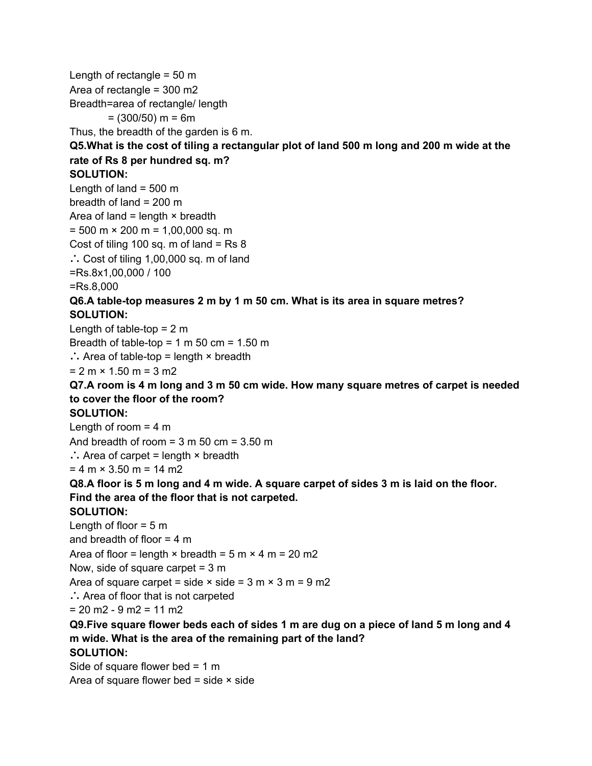Length of rectangle = 50 m

Area of rectangle = 300 m2

Breadth=area of rectangle/ length

= (300/50) m = 6m

Thus, the breadth of the garden is 6 m.

**Q5.What is the cost of tiling a rectangular plot of land 500 m long and 200 m wide at the rate of Rs 8 per hundred sq. m?**

**SOLUTION:**

Length of land = 500 m

breadth of land = 200 m

Area of land = length × breadth

= 500 m × 200 m = 1,00,000 sq. m

Cost of tiling 100 sq. m of land = Rs 8

∴ Cost of tiling 1,00,000 sq. m of land

=Rs.8x1,00,000 / 100

=Rs.8,000

**Q6.A table-top measures 2 m by 1 m 50 cm. What is its area in square metres?**

**SOLUTION:**

Length of table-top = 2 m

Breadth of table-top = 1 m 50 cm = 1.50 m

∴ Area of table-top = length × breadth

= 2 m × 1.50 m = 3 m2

**Q7.A room is 4 m long and 3 m 50 cm wide. How many square metres of carpet is needed to cover the floor of the room?**

**SOLUTION:**

Length of room = 4 m

And breadth of room = 3 m 50 cm = 3.50 m

∴ Area of carpet = length × breadth

= 4 m × 3.50 m = 14 m2

**Q8.A floor is 5 m long and 4 m wide. A square carpet of sides 3 m is laid on the floor. Find the area of the floor that is not carpeted.**

**SOLUTION:**

Length of floor = 5 m

and breadth of floor = 4 m

Area of floor = length × breadth = 5 m × 4 m = 20 m2

Now, side of square carpet = 3 m

Area of square carpet = side × side = 3 m × 3 m = 9 m2

∴ Area of floor that is not carpeted

= 20 m2 - 9 m2 = 11 m2

**Q9.Five square flower beds each of sides 1 m are dug on a piece of land 5 m long and 4 m wide. What is the area of the remaining part of the land?**

**SOLUTION:**

Side of square flower bed = 1 m

Area of square flower bed = side × side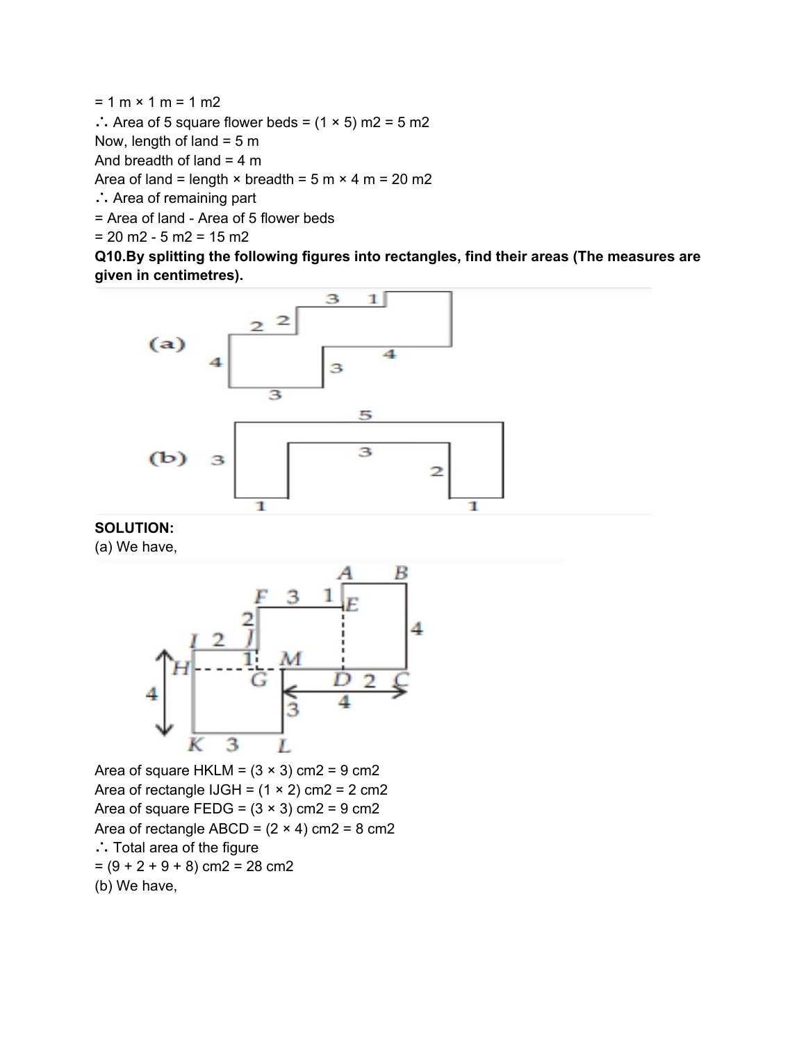= 1 m × 1 m = 1 m2

∴ Area of 5 square flower beds = (1 × 5) m2 = 5 m2

Now, length of land = 5 m

And breadth of land = 4 m

Area of land = length × breadth = 5 m × 4 m = 20 m2

∴ Area of remaining part

= Area of land - Area of 5 flower beds

= 20 m2 - 5 m2 = 15 m2

**Q10.By splitting the following figures into rectangles, find their areas (The measures are given in centimetres).**

**SOLUTION:**

(a) We have,

Area of square HKLM = (3 × 3) cm2 = 9 cm2

Area of rectangle IJGH = (1 × 2) cm2 = 2 cm2

Area of square FEDG = (3 × 3) cm2 = 9 cm2

Area of rectangle ABCD = (2 × 4) cm2 = 8 cm2

∴ Total area of the figure

= (9 + 2 + 9 + 8) cm2 = 28 cm2

(b) We have,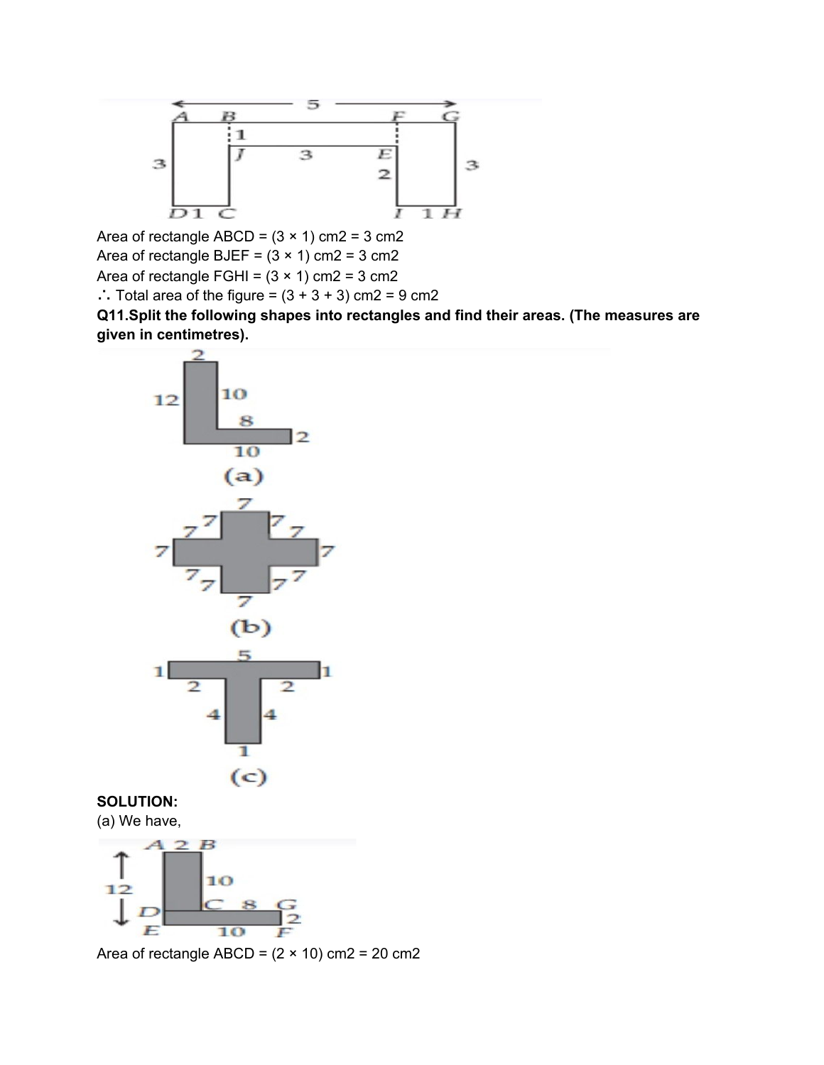Area of rectangle ABCD = (3 × 1) cm2 = 3 cm2

Area of rectangle BJEF = (3 × 1) cm2 = 3 cm2

Area of rectangle FGHI = (3 × 1) cm2 = 3 cm2

∴ Total area of the figure = (3 + 3 + 3) cm2 = 9 cm2

**Q11.Split the following shapes into rectangles and find their areas. (The measures are given in centimetres).**

(a)

(b)

(c)

**SOLUTION:**

(a) We have,

Area of rectangle ABCD = (2 × 10) cm2 = 20 cm2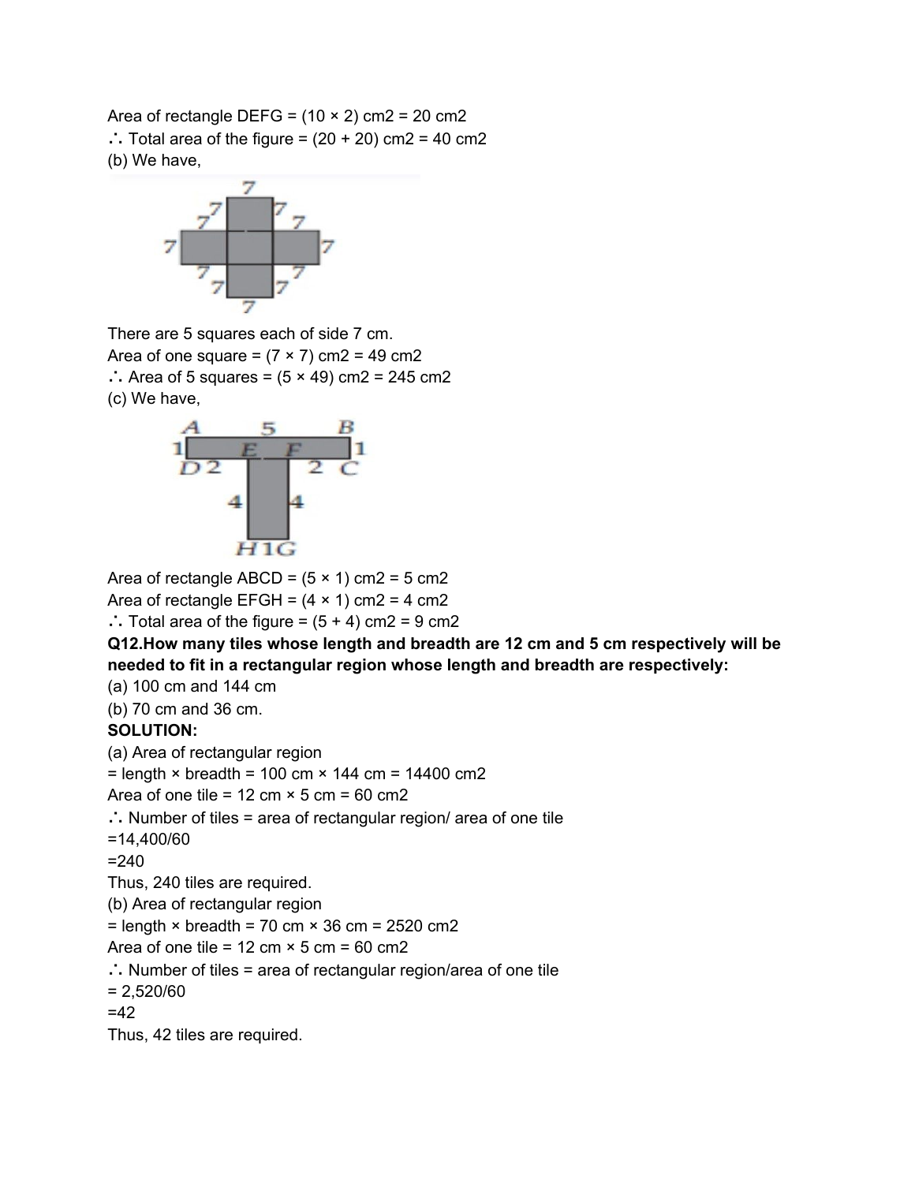Area of rectangle DEFG = (10 × 2) cm2 = 20 cm2

∴ Total area of the figure = (20 + 20) cm2 = 40 cm2

(b) We have,

There are 5 squares each of side 7 cm.

Area of one square = (7 × 7) cm2 = 49 cm2

∴ Area of 5 squares = (5 × 49) cm2 = 245 cm2

(c) We have,

Area of rectangle ABCD = (5 × 1) cm2 = 5 cm2

Area of rectangle EFGH = (4 × 1) cm2 = 4 cm2

∴ Total area of the figure = (5 + 4) cm2 = 9 cm2

**Q12.How many tiles whose length and breadth are 12 cm and 5 cm respectively will be needed to fit in a rectangular region whose length and breadth are respectively:**

(a) 100 cm and 144 cm

(b) 70 cm and 36 cm.

**SOLUTION:**

(a) Area of rectangular region

= length × breadth = 100 cm × 144 cm = 14400 cm2

Area of one tile = 12 cm × 5 cm = 60 cm2

∴ Number of tiles = area of rectangular region/ area of one tile

=14,400/60

=240

Thus, 240 tiles are required.

(b) Area of rectangular region

= length × breadth = 70 cm × 36 cm = 2520 cm2

Area of one tile = 12 cm × 5 cm = 60 cm2

∴ Number of tiles = area of rectangular region/area of one tile

= 2,520/60

=42

Thus, 42 tiles are required.